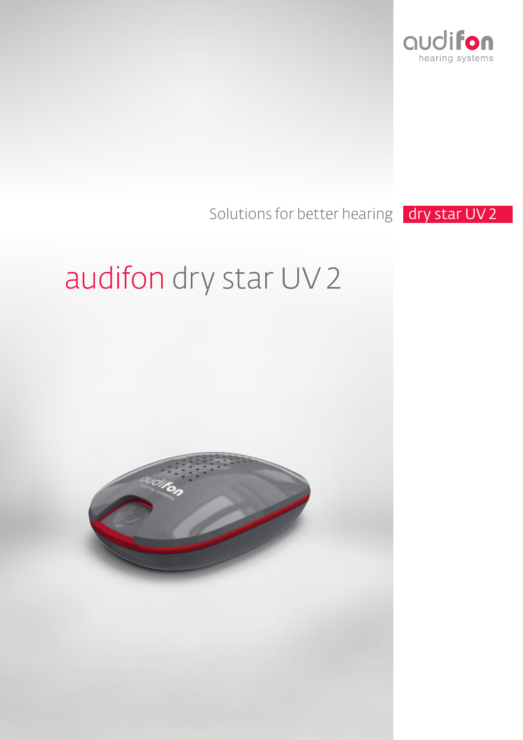audifon
hearing systems

Solutions for better hearing dry star UV 2

# audifon dry star UV 2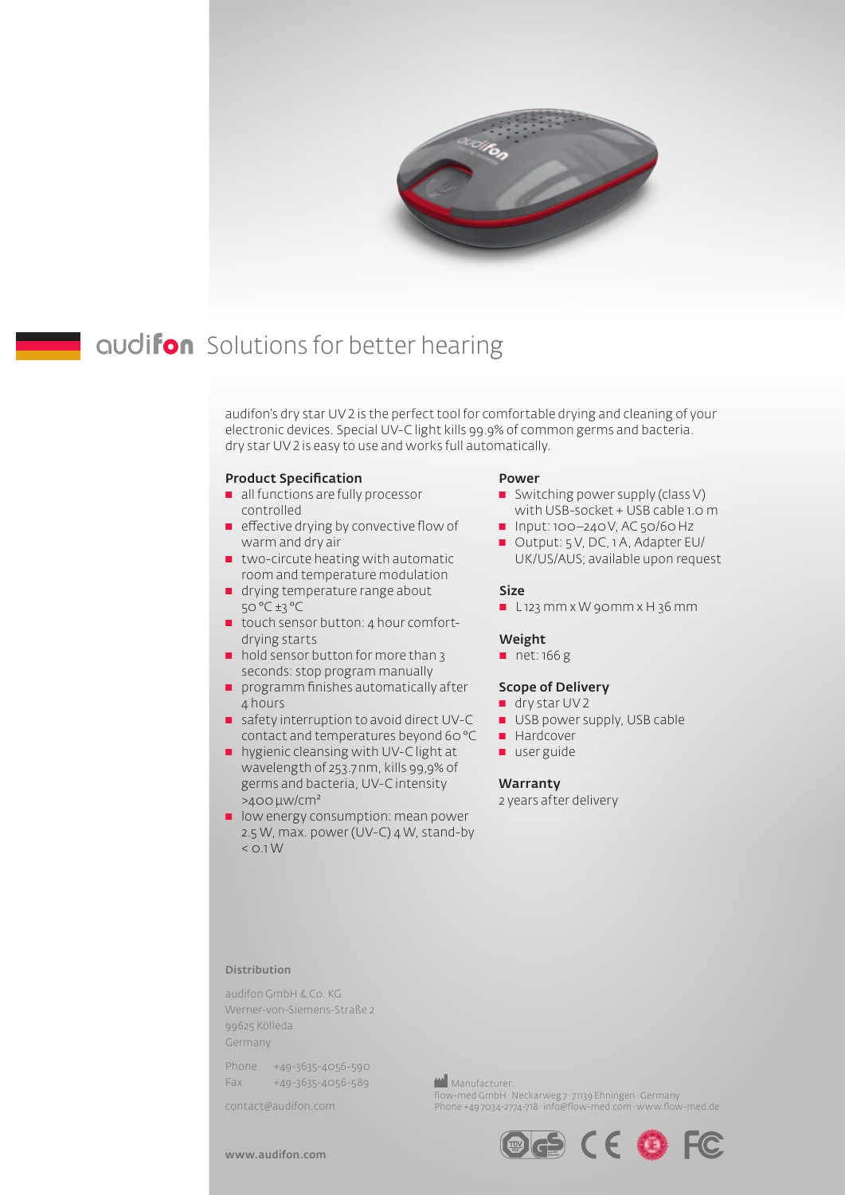# audifon Solutions for better hearing

audifon's dry star UV 2 is the perfect tool for comfortable drying and cleaning of your electronic devices. Special UV-C light kills 99.9% of common germs and bacteria. dry star UV 2 is easy to use and works full automatically.

## Product Specification

- all functions are fully processor controlled
- effective drying by convective flow of warm and dry air
- two-circute heating with automatic room and temperature modulation
- drying temperature range about 50 °C ±3 °C
- touch sensor button: 4 hour comfort-drying starts
- hold sensor button for more than 3 seconds: stop program manually
- programm finishes automatically after 4 hours
- safety interruption to avoid direct UV-C contact and temperatures beyond 60 °C
- hygienic cleansing with UV-C light at wavelength of 253.7 nm, kills 99,9% of germs and bacteria, UV-C intensity >400 µw/cm²
- low energy consumption: mean power 2.5 W, max. power (UV-C) 4 W, stand-by < 0.1 W

## Power

- Switching power supply (class V) with USB-socket + USB cable 1.0 m
- Input: 100–240 V, AC 50/60 Hz
- Output: 5 V, DC, 1 A, Adapter EU/UK/US/AUS; available upon request

## Size

- L 123 mm x W 90 mm x H 36 mm

## Weight

- net: 166 g

## Scope of Delivery

- dry star UV 2
- USB power supply, USB cable
- Hardcover
- user guide

## Warranty

2 years after delivery

**Distribution**

audifon GmbH & Co. KG
Werner-von-Siemens-Straße 2
99625 Kölleda
Germany

Phone +49-3635-4056-590
Fax +49-3635-4056-589

contact@audifon.com

Manufacturer:
flow-med GmbH · Neckarweg 7 · 71139 Ehningen · Germany
Phone +49 7034-2774-718 · info@flow-med.com · www.flow-med.de

**www.audifon.com**